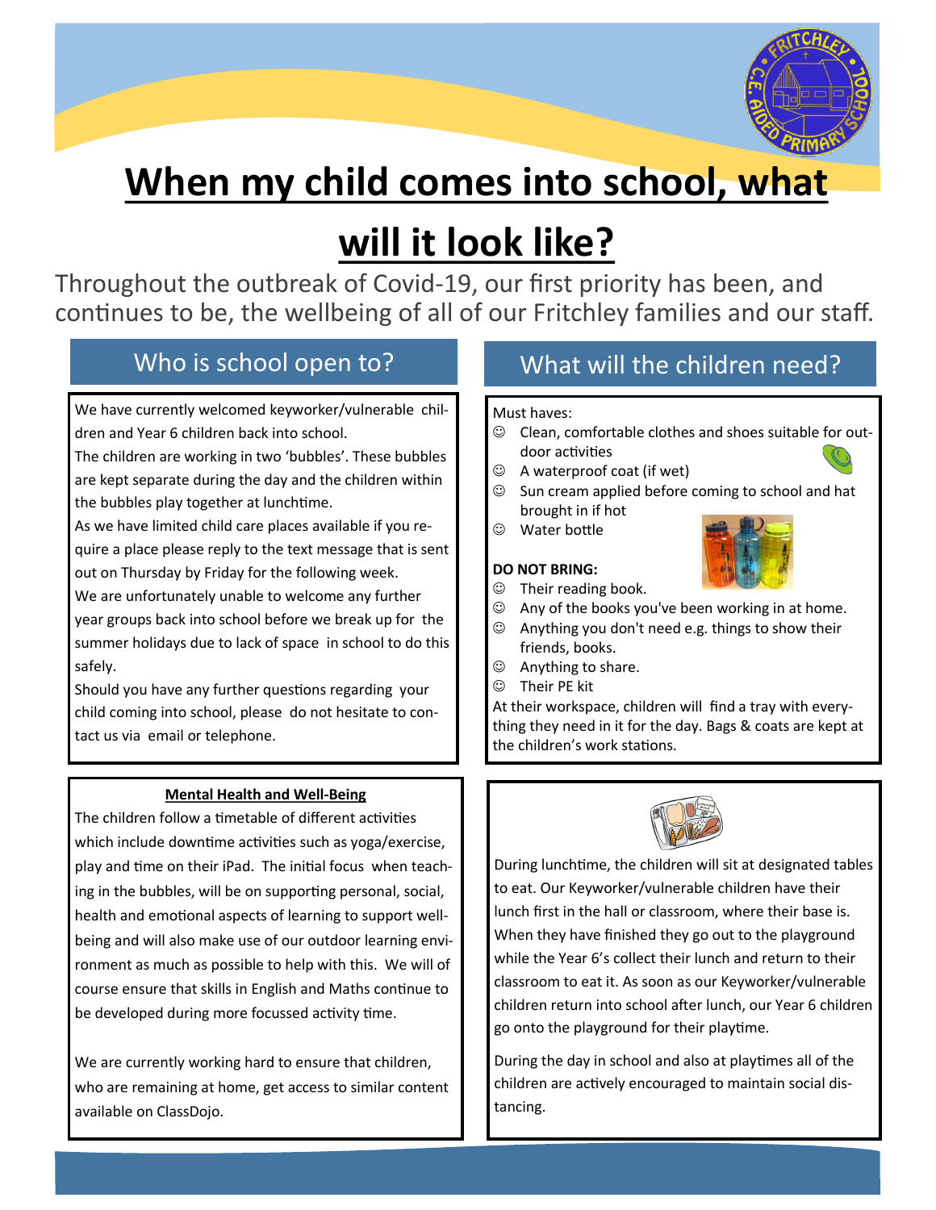# When my child comes into school, what will it look like?

Throughout the outbreak of Covid-19, our first priority has been, and continues to be, the wellbeing of all of our Fritchley families and our staff.

## Who is school open to?

We have currently welcomed keyworker/vulnerable children and Year 6 children back into school.

The children are working in two 'bubbles'. These bubbles are kept separate during the day and the children within the bubbles play together at lunchtime.

As we have limited child care places available if you require a place please reply to the text message that is sent out on Thursday by Friday for the following week.

We are unfortunately unable to welcome any further year groups back into school before we break up for the summer holidays due to lack of space in school to do this safely.

Should you have any further questions regarding your child coming into school, please do not hesitate to contact us via email or telephone.

### Mental Health and Well-Being

The children follow a timetable of different activities which include downtime activities such as yoga/exercise, play and time on their iPad. The initial focus when teaching in the bubbles, will be on supporting personal, social, health and emotional aspects of learning to support wellbeing and will also make use of our outdoor learning environment as much as possible to help with this. We will of course ensure that skills in English and Maths continue to be developed during more focussed activity time.

We are currently working hard to ensure that children, who are remaining at home, get access to similar content available on ClassDojo.

## What will the children need?

Must haves:

- ☺ Clean, comfortable clothes and shoes suitable for outdoor activities
- ☺ A waterproof coat (if wet)
- ☺ Sun cream applied before coming to school and hat brought in if hot
- ☺ Water bottle

**DO NOT BRING:**

- ☺ Their reading book.
- ☺ Any of the books you've been working in at home.
- ☺ Anything you don't need e.g. things to show their friends, books.
- ☺ Anything to share.
- ☺ Their PE kit

At their workspace, children will find a tray with everything they need in it for the day. Bags & coats are kept at the children's work stations.

During lunchtime, the children will sit at designated tables to eat. Our Keyworker/vulnerable children have their lunch first in the hall or classroom, where their base is. When they have finished they go out to the playground while the Year 6's collect their lunch and return to their classroom to eat it. As soon as our Keyworker/vulnerable children return into school after lunch, our Year 6 children go onto the playground for their playtime.

During the day in school and also at playtimes all of the children are actively encouraged to maintain social distancing.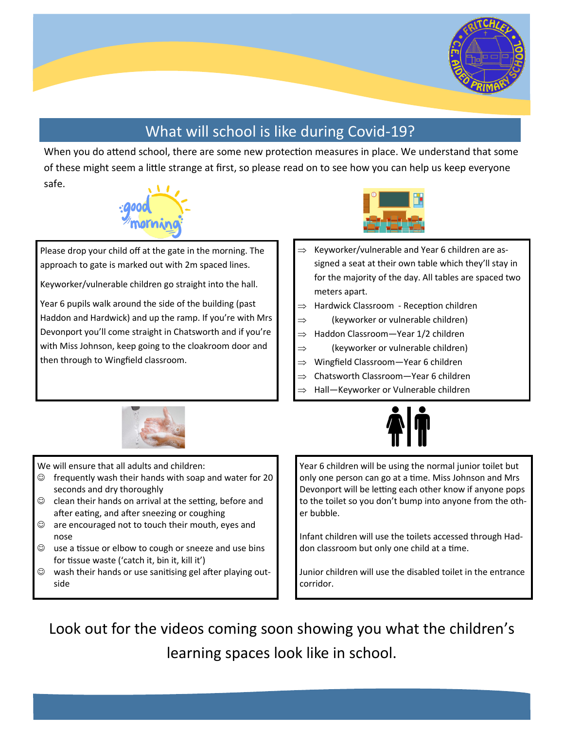## What will school is like during Covid-19?

When you do attend school, there are some new protection measures in place. We understand that some of these might seem a little strange at first, so please read on to see how you can help us keep everyone safe.

Please drop your child off at the gate in the morning. The approach to gate is marked out with 2m spaced lines.

Keyworker/vulnerable children go straight into the hall.

Year 6 pupils walk around the side of the building (past Haddon and Hardwick) and up the ramp. If you're with Mrs Devonport you'll come straight in Chatsworth and if you're with Miss Johnson, keep going to the cloakroom door and then through to Wingfield classroom.

- ⇒ Keyworker/vulnerable and Year 6 children are assigned a seat at their own table which they'll stay in for the majority of the day. All tables are spaced two meters apart.
- ⇒ Hardwick Classroom - Reception children
- ⇒ (keyworker or vulnerable children)
- ⇒ Haddon Classroom—Year 1/2 children
- ⇒ (keyworker or vulnerable children)
- ⇒ Wingfield Classroom—Year 6 children
- ⇒ Chatsworth Classroom—Year 6 children
- ⇒ Hall—Keyworker or Vulnerable children

We will ensure that all adults and children:

- ☺ frequently wash their hands with soap and water for 20 seconds and dry thoroughly
- ☺ clean their hands on arrival at the setting, before and after eating, and after sneezing or coughing
- ☺ are encouraged not to touch their mouth, eyes and nose
- ☺ use a tissue or elbow to cough or sneeze and use bins for tissue waste ('catch it, bin it, kill it')
- ☺ wash their hands or use sanitising gel after playing outside

Year 6 children will be using the normal junior toilet but only one person can go at a time. Miss Johnson and Mrs Devonport will be letting each other know if anyone pops to the toilet so you don't bump into anyone from the other bubble.

Infant children will use the toilets accessed through Haddon classroom but only one child at a time.

Junior children will use the disabled toilet in the entrance corridor.

Look out for the videos coming soon showing you what the children's learning spaces look like in school.